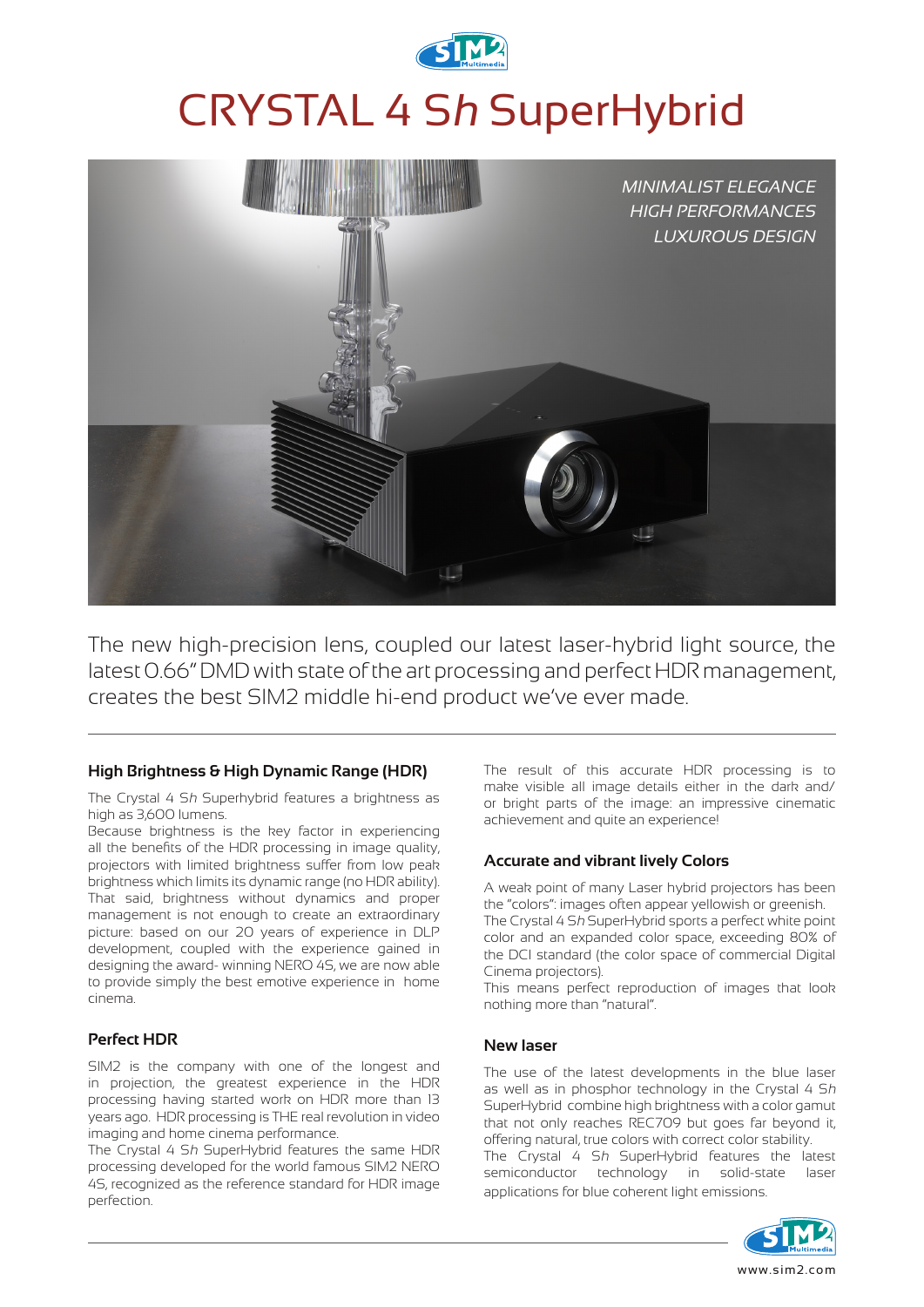# CRYSTAL 4 S*h* SuperHybrid

*MINIMALIST ELEGANCE*
*HIGH PERFORMANCES*
*LUXUROUS DESIGN*

The new high-precision lens, coupled our latest laser-hybrid light source, the latest 0.66" DMD with state of the art processing and perfect HDR management, creates the best SIM2 middle hi-end product we've ever made.

### High Brightness & High Dynamic Range (HDR)

The Crystal 4 S*h* Superhybrid features a brightness as high as 3,600 lumens.
Because brightness is the key factor in experiencing all the benefits of the HDR processing in image quality, projectors with limited brightness suffer from low peak brightness which limits its dynamic range (no HDR ability). That said, brightness without dynamics and proper management is not enough to create an extraordinary picture: based on our 20 years of experience in DLP development, coupled with the experience gained in designing the award- winning NERO 4S, we are now able to provide simply the best emotive experience in home cinema.

### Perfect HDR

SIM2 is the company with one of the longest and in projection, the greatest experience in the HDR processing having started work on HDR more than 13 years ago. HDR processing is THE real revolution in video imaging and home cinema performance.
The Crystal 4 S*h* SuperHybrid features the same HDR processing developed for the world famous SIM2 NERO 4S, recognized as the reference standard for HDR image perfection.

The result of this accurate HDR processing is to make visible all image details either in the dark and/or bright parts of the image: an impressive cinematic achievement and quite an experience!

### Accurate and vibrant lively Colors

A weak point of many Laser hybrid projectors has been the "colors": images often appear yellowish or greenish.
The Crystal 4 S*h* SuperHybrid sports a perfect white point color and an expanded color space, exceeding 80% of the DCI standard (the color space of commercial Digital Cinema projectors).
This means perfect reproduction of images that look nothing more than "natural".

### New laser

The use of the latest developments in the blue laser as well as in phosphor technology in the Crystal 4 S*h* SuperHybrid combine high brightness with a color gamut that not only reaches REC709 but goes far beyond it, offering natural, true colors with correct color stability.
The Crystal 4 S*h* SuperHybrid features the latest semiconductor technology in solid-state laser applications for blue coherent light emissions.

www.sim2.com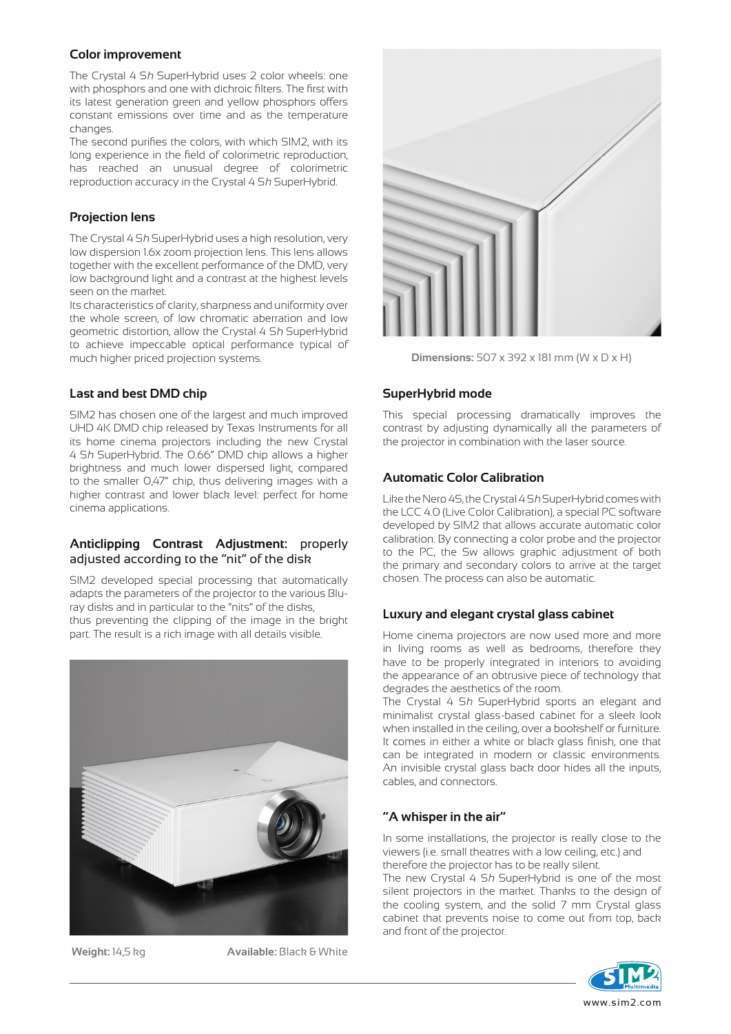## Color improvement

The Crystal 4 S*h* SuperHybrid uses 2 color wheels: one with phosphors and one with dichroic filters. The first with its latest generation green and yellow phosphors offers constant emissions over time and as the temperature changes.
The second purifies the colors, with which SIM2, with its long experience in the field of colorimetric reproduction, has reached an unusual degree of colorimetric reproduction accuracy in the Crystal 4 S*h* SuperHybrid.

## Projection lens

The Crystal 4 S*h* SuperHybrid uses a high resolution, very low dispersion 1.6x zoom projection lens. This lens allows together with the excellent performance of the DMD, very low background light and a contrast at the highest levels seen on the market.
Its characteristics of clarity, sharpness and uniformity over the whole screen, of low chromatic aberration and low geometric distortion, allow the Crystal 4 S*h* SuperHybrid to achieve impeccable optical performance typical of much higher priced projection systems.

## Last and best DMD chip

SIM2 has chosen one of the largest and much improved UHD 4K DMD chip released by Texas Instruments for all its home cinema projectors including the new Crystal 4 S*h* SuperHybrid. The 0.66" DMD chip allows a higher brightness and much lower dispersed light, compared to the smaller 0,47" chip, thus delivering images with a higher contrast and lower black level: perfect for home cinema applications.

## Anticlipping Contrast Adjustment: properly adjusted according to the "nit" of the disk

SIM2 developed special processing that automatically adapts the parameters of the projector to the various Blu-ray disks and in particular to the "nits" of the disks, thus preventing the clipping of the image in the bright part. The result is a rich image with all details visible.

**Weight:** 14,5 kg **Available:** Black & White

**Dimensions:** 507 x 392 x 181 mm (W x D x H)

## SuperHybrid mode

This special processing dramatically improves the contrast by adjusting dynamically all the parameters of the projector in combination with the laser source.

## Automatic Color Calibration

Like the Nero 4S, the Crystal 4 S*h* SuperHybrid comes with the LCC 4.0 (Live Color Calibration), a special PC software developed by SIM2 that allows accurate automatic color calibration. By connecting a color probe and the projector to the PC, the Sw allows graphic adjustment of both the primary and secondary colors to arrive at the target chosen. The process can also be automatic.

## Luxury and elegant crystal glass cabinet

Home cinema projectors are now used more and more in living rooms as well as bedrooms, therefore they have to be properly integrated in interiors to avoiding the appearance of an obtrusive piece of technology that degrades the aesthetics of the room.
The Crystal 4 S*h* SuperHybrid sports an elegant and minimalist crystal glass-based cabinet for a sleek look when installed in the ceiling, over a bookshelf or furniture. It comes in either a white or black glass finish, one that can be integrated in modern or classic environments. An invisible crystal glass back door hides all the inputs, cables, and connectors.

## "A whisper in the air"

In some installations, the projector is really close to the viewers (i.e. small theatres with a low ceiling, etc.) and therefore the projector has to be really silent.
The new Crystal 4 S*h* SuperHybrid is one of the most silent projectors in the market. Thanks to the design of the cooling system, and the solid 7 mm Crystal glass cabinet that prevents noise to come out from top, back and front of the projector.

www.sim2.com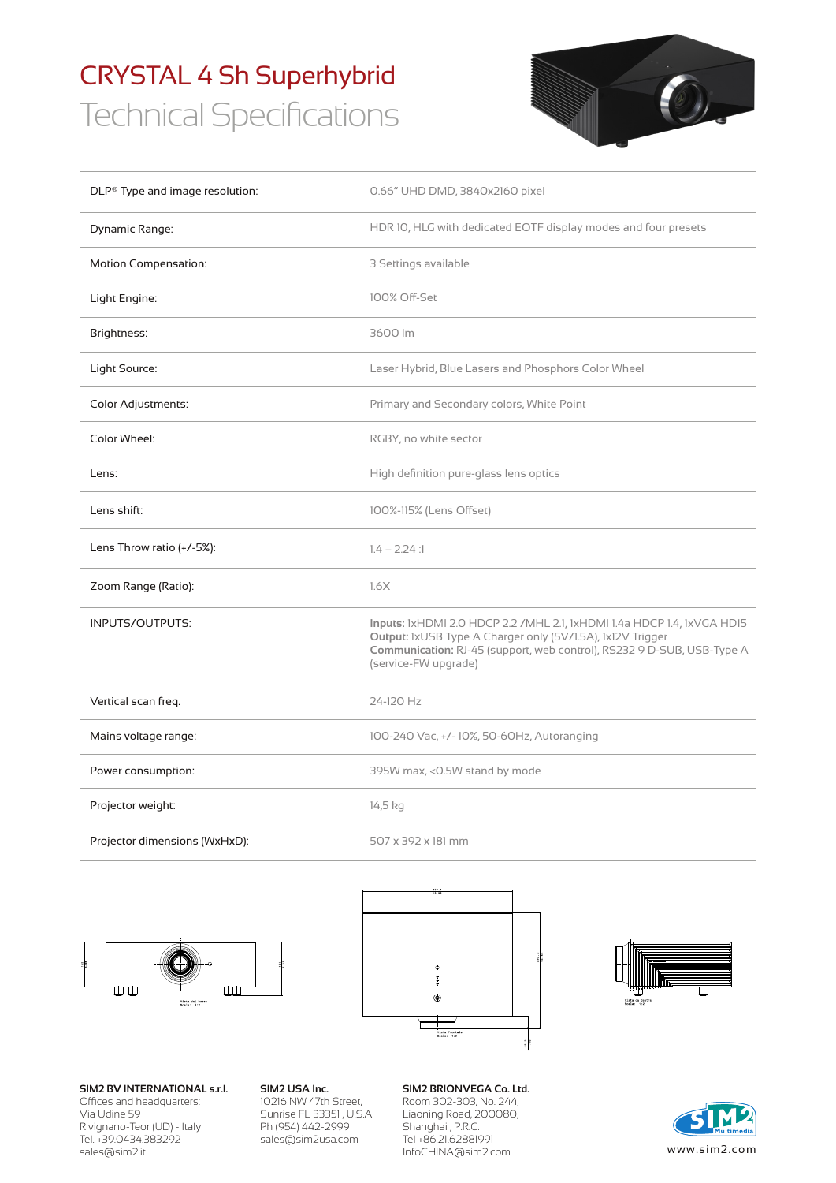# CRYSTAL 4 Sh Superhybrid

## Technical Specifications

| | |
|---|---|
| DLP® Type and image resolution: | 0.66" UHD DMD, 3840x2160 pixel |
| Dynamic Range: | HDR 10, HLG with dedicated EOTF display modes and four presets |
| Motion Compensation: | 3 Settings available |
| Light Engine: | 100% Off-Set |
| Brightness: | 3600 lm |
| Light Source: | Laser Hybrid, Blue Lasers and Phosphors Color Wheel |
| Color Adjustments: | Primary and Secondary colors, White Point |
| Color Wheel: | RGBY, no white sector |
| Lens: | High definition pure-glass lens optics |
| Lens shift: | 100%-115% (Lens Offset) |
| Lens Throw ratio (+/-5%): | 1.4 – 2.24 :1 |
| Zoom Range (Ratio): | 1.6X |
| INPUTS/OUTPUTS: | **Inputs:** 1xHDMI 2.0 HDCP 2.2 /MHL 2.1, 1xHDMI 1.4a HDCP 1.4, 1xVGA HD15 **Output:** 1xUSB Type A Charger only (5V/1.5A), 1x12V Trigger **Communication:** RJ-45 (support, web control), RS232 9 D-SUB, USB-Type A (service-FW upgrade) |
| Vertical scan freq. | 24-120 Hz |
| Mains voltage range: | 100-240 Vac, +/- 10%, 50-60Hz, Autoranging |
| Power consumption: | 395W max, <0.5W stand by mode |
| Projector weight: | 14,5 kg |
| Projector dimensions (WxHxD): | 507 x 392 x 181 mm |

**SIM2 BV INTERNATIONAL s.r.l.**
Offices and headquarters:
Via Udine 59
Rivignano-Teor (UD) - Italy
Tel. +39.0434.383292
sales@sim2.it

**SIM2 USA Inc.**
10216 NW 47th Street,
Sunrise FL 33351 , U.S.A.
Ph (954) 442-2999
sales@sim2usa.com

**SIM2 BRIONVEGA Co. Ltd.**
Room 302-303, No. 244,
Liaoning Road, 200080,
Shanghai , P.R.C.
Tel +86.21.62881991
InfoCHINA@sim2.com

www.sim2.com